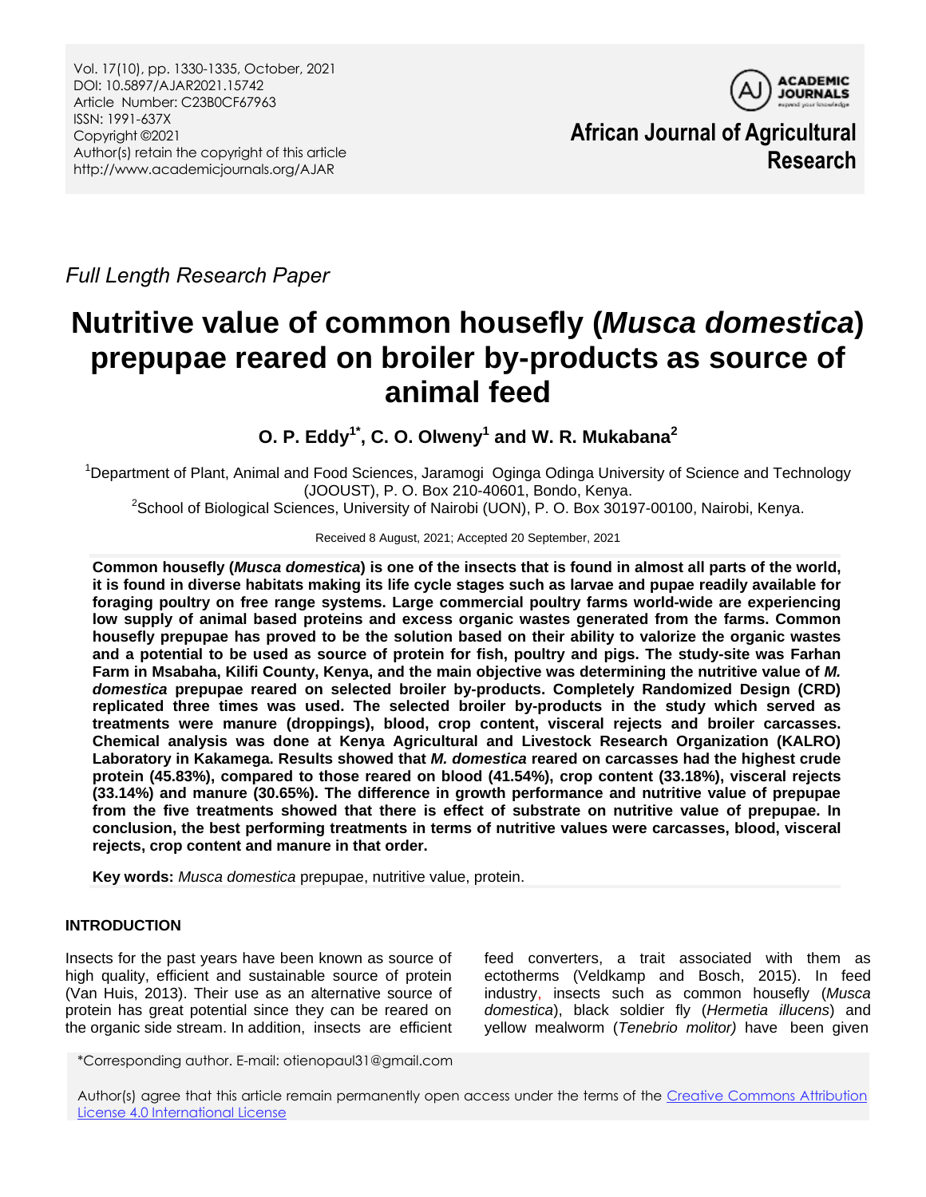Vol. 17(10), pp. 1330-1335, October, 2021
DOI: 10.5897/AJAR2021.15742
Article Number: C23B0CF67963
ISSN: 1991-637X
Copyright ©2021
Author(s) retain the copyright of this article
http://www.academicjournals.org/AJAR

**African Journal of Agricultural Research**

*Full Length Research Paper*

# Nutritive value of common housefly (*Musca domestica*) prepupae reared on broiler by-products as source of animal feed

**O. P. Eddy[1*], C. O. Olweny[1] and W. R. Mukabana[2]**

[1]Department of Plant, Animal and Food Sciences, Jaramogi Oginga Odinga University of Science and Technology (JOOUST), P. O. Box 210-40601, Bondo, Kenya.
[2]School of Biological Sciences, University of Nairobi (UON), P. O. Box 30197-00100, Nairobi, Kenya.

Received 8 August, 2021; Accepted 20 September, 2021

**Common housefly (*Musca domestica*) is one of the insects that is found in almost all parts of the world, it is found in diverse habitats making its life cycle stages such as larvae and pupae readily available for foraging poultry on free range systems. Large commercial poultry farms world-wide are experiencing low supply of animal based proteins and excess organic wastes generated from the farms. Common housefly prepupae has proved to be the solution based on their ability to valorize the organic wastes and a potential to be used as source of protein for fish, poultry and pigs. The study-site was Farhan Farm in Msabaha, Kilifi County, Kenya, and the main objective was determining the nutritive value of *M. domestica* prepupae reared on selected broiler by-products. Completely Randomized Design (CRD) replicated three times was used. The selected broiler by-products in the study which served as treatments were manure (droppings), blood, crop content, visceral rejects and broiler carcasses. Chemical analysis was done at Kenya Agricultural and Livestock Research Organization (KALRO) Laboratory in Kakamega. Results showed that *M. domestica* reared on carcasses had the highest crude protein (45.83%), compared to those reared on blood (41.54%), crop content (33.18%), visceral rejects (33.14%) and manure (30.65%). The difference in growth performance and nutritive value of prepupae from the five treatments showed that there is effect of substrate on nutritive value of prepupae. In conclusion, the best performing treatments in terms of nutritive values were carcasses, blood, visceral rejects, crop content and manure in that order.**

**Key words:** *Musca domestica* prepupae, nutritive value, protein.

## INTRODUCTION

Insects for the past years have been known as source of high quality, efficient and sustainable source of protein (Van Huis, 2013). Their use as an alternative source of protein has great potential since they can be reared on the organic side stream. In addition, insects are efficient feed converters, a trait associated with them as ectotherms (Veldkamp and Bosch, 2015). In feed industry, insects such as common housefly (*Musca domestica*), black soldier fly (*Hermetia illucens*) and yellow mealworm (*Tenebrio molitor)* have been given

*Corresponding author. E-mail: otienopaul31@gmail.com

Author(s) agree that this article remain permanently open access under the terms of the Creative Commons Attribution License 4.0 International License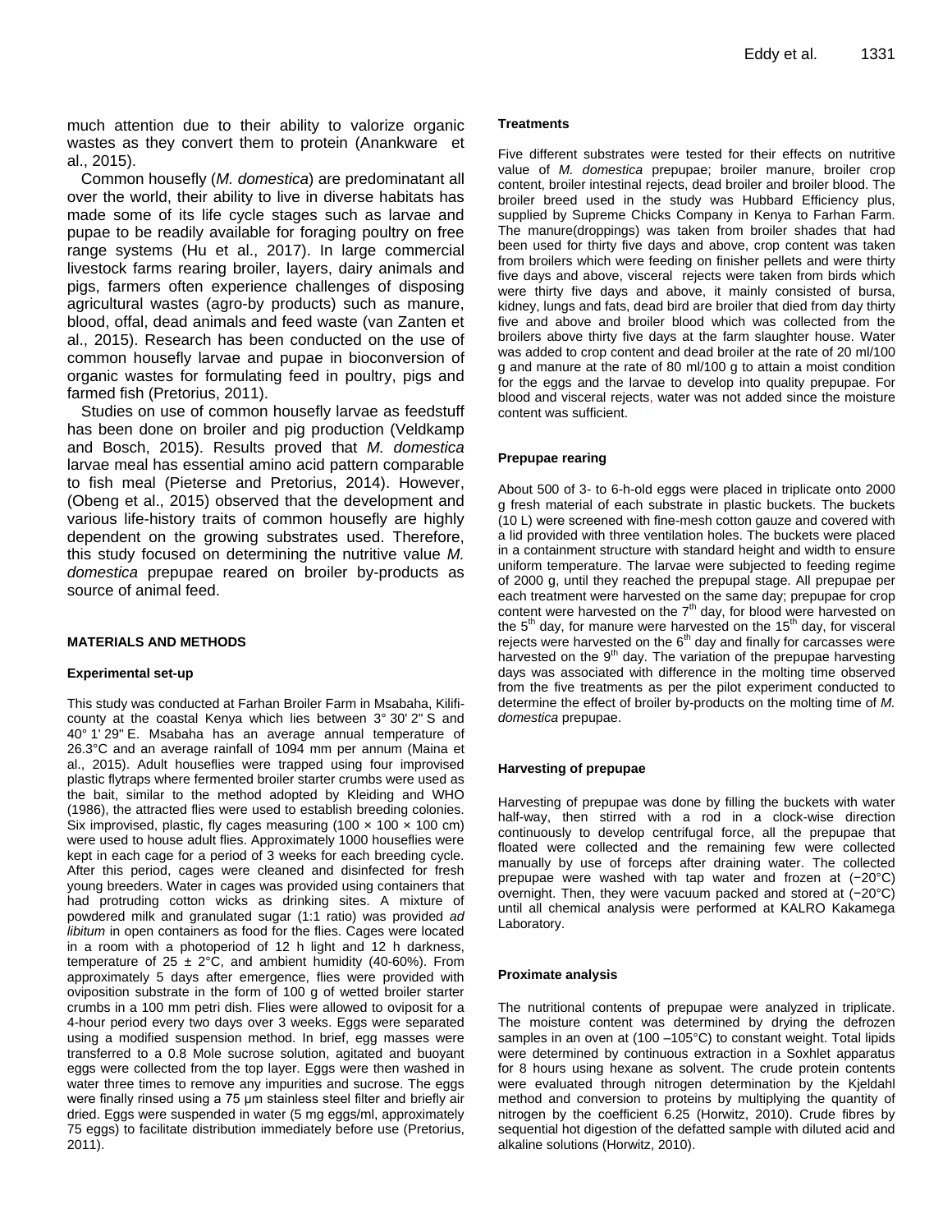much attention due to their ability to valorize organic wastes as they convert them to protein (Anankware et al., 2015).

Common housefly (*M. domestica*) are predominatant all over the world, their ability to live in diverse habitats has made some of its life cycle stages such as larvae and pupae to be readily available for foraging poultry on free range systems (Hu et al., 2017). In large commercial livestock farms rearing broiler, layers, dairy animals and pigs, farmers often experience challenges of disposing agricultural wastes (agro-by products) such as manure, blood, offal, dead animals and feed waste (van Zanten et al., 2015). Research has been conducted on the use of common housefly larvae and pupae in bioconversion of organic wastes for formulating feed in poultry, pigs and farmed fish (Pretorius, 2011).

Studies on use of common housefly larvae as feedstuff has been done on broiler and pig production (Veldkamp and Bosch, 2015). Results proved that *M. domestica* larvae meal has essential amino acid pattern comparable to fish meal (Pieterse and Pretorius, 2014). However, (Obeng et al., 2015) observed that the development and various life-history traits of common housefly are highly dependent on the growing substrates used. Therefore, this study focused on determining the nutritive value *M. domestica* prepupae reared on broiler by-products as source of animal feed.

## MATERIALS AND METHODS

### Experimental set-up

This study was conducted at Farhan Broiler Farm in Msabaha, Kilifi-county at the coastal Kenya which lies between 3° 30' 2'' S and 40° 1' 29'' E. Msabaha has an average annual temperature of 26.3°C and an average rainfall of 1094 mm per annum (Maina et al., 2015). Adult houseflies were trapped using four improvised plastic flytraps where fermented broiler starter crumbs were used as the bait, similar to the method adopted by Kleiding and WHO (1986), the attracted flies were used to establish breeding colonies. Six improvised, plastic, fly cages measuring (100 × 100 × 100 cm) were used to house adult flies. Approximately 1000 houseflies were kept in each cage for a period of 3 weeks for each breeding cycle. After this period, cages were cleaned and disinfected for fresh young breeders. Water in cages was provided using containers that had protruding cotton wicks as drinking sites. A mixture of powdered milk and granulated sugar (1:1 ratio) was provided *ad libitum* in open containers as food for the flies. Cages were located in a room with a photoperiod of 12 h light and 12 h darkness, temperature of 25 ± 2°C, and ambient humidity (40-60%). From approximately 5 days after emergence, flies were provided with oviposition substrate in the form of 100 g of wetted broiler starter crumbs in a 100 mm petri dish. Flies were allowed to oviposit for a 4-hour period every two days over 3 weeks. Eggs were separated using a modified suspension method. In brief, egg masses were transferred to a 0.8 Mole sucrose solution, agitated and buoyant eggs were collected from the top layer. Eggs were then washed in water three times to remove any impurities and sucrose. The eggs were finally rinsed using a 75 µm stainless steel filter and briefly air dried. Eggs were suspended in water (5 mg eggs/ml, approximately 75 eggs) to facilitate distribution immediately before use (Pretorius, 2011).

### Treatments

Five different substrates were tested for their effects on nutritive value of *M. domestica* prepupae; broiler manure, broiler crop content, broiler intestinal rejects, dead broiler and broiler blood. The broiler breed used in the study was Hubbard Efficiency plus, supplied by Supreme Chicks Company in Kenya to Farhan Farm. The manure(droppings) was taken from broiler shades that had been used for thirty five days and above, crop content was taken from broilers which were feeding on finisher pellets and were thirty five days and above, visceral rejects were taken from birds which were thirty five days and above, it mainly consisted of bursa, kidney, lungs and fats, dead bird are broiler that died from day thirty five and above and broiler blood which was collected from the broilers above thirty five days at the farm slaughter house. Water was added to crop content and dead broiler at the rate of 20 ml/100 g and manure at the rate of 80 ml/100 g to attain a moist condition for the eggs and the larvae to develop into quality prepupae. For blood and visceral rejects, water was not added since the moisture content was sufficient.

### Prepupae rearing

About 500 of 3- to 6-h-old eggs were placed in triplicate onto 2000 g fresh material of each substrate in plastic buckets. The buckets (10 L) were screened with fine-mesh cotton gauze and covered with a lid provided with three ventilation holes. The buckets were placed in a containment structure with standard height and width to ensure uniform temperature. The larvae were subjected to feeding regime of 2000 g, until they reached the prepupal stage. All prepupae per each treatment were harvested on the same day; prepupae for crop content were harvested on the 7th day, for blood were harvested on the 5th day, for manure were harvested on the 15th day, for visceral rejects were harvested on the 6th day and finally for carcasses were harvested on the 9th day. The variation of the prepupae harvesting days was associated with difference in the molting time observed from the five treatments as per the pilot experiment conducted to determine the effect of broiler by-products on the molting time of *M. domestica* prepupae.

### Harvesting of prepupae

Harvesting of prepupae was done by filling the buckets with water half-way, then stirred with a rod in a clock-wise direction continuously to develop centrifugal force, all the prepupae that floated were collected and the remaining few were collected manually by use of forceps after draining water. The collected prepupae were washed with tap water and frozen at (−20°C) overnight. Then, they were vacuum packed and stored at (−20°C) until all chemical analysis were performed at KALRO Kakamega Laboratory.

### Proximate analysis

The nutritional contents of prepupae were analyzed in triplicate. The moisture content was determined by drying the defrozen samples in an oven at (100 –105°C) to constant weight. Total lipids were determined by continuous extraction in a Soxhlet apparatus for 8 hours using hexane as solvent. The crude protein contents were evaluated through nitrogen determination by the Kjeldahl method and conversion to proteins by multiplying the quantity of nitrogen by the coefficient 6.25 (Horwitz, 2010). Crude fibres by sequential hot digestion of the defatted sample with diluted acid and alkaline solutions (Horwitz, 2010).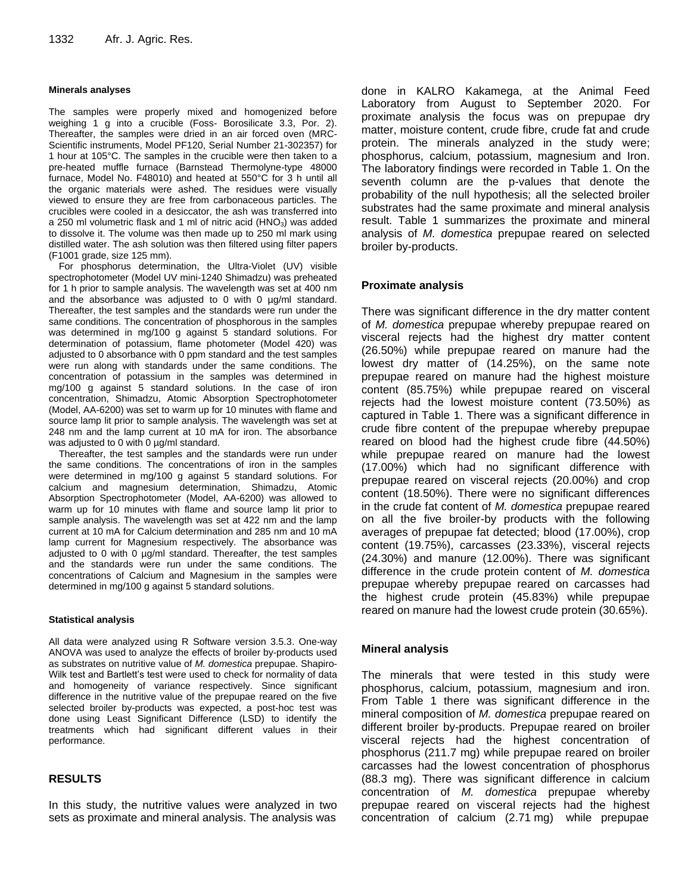#### Minerals analyses

The samples were properly mixed and homogenized before weighing 1 g into a crucible (Foss- Borosilicate 3.3, Por. 2). Thereafter, the samples were dried in an air forced oven (MRC-Scientific instruments, Model PF120, Serial Number 21-302357) for 1 hour at 105°C. The samples in the crucible were then taken to a pre-heated muffle furnace (Barnstead Thermolyne-type 48000 furnace, Model No. F48010) and heated at 550°C for 3 h until all the organic materials were ashed. The residues were visually viewed to ensure they are free from carbonaceous particles. The crucibles were cooled in a desiccator, the ash was transferred into a 250 ml volumetric flask and 1 ml of nitric acid ($HNO_3$) was added to dissolve it. The volume was then made up to 250 ml mark using distilled water. The ash solution was then filtered using filter papers (F1001 grade, size 125 mm).

For phosphorus determination, the Ultra-Violet (UV) visible spectrophotometer (Model UV mini-1240 Shimadzu) was preheated for 1 h prior to sample analysis. The wavelength was set at 400 nm and the absorbance was adjusted to 0 with 0 µg/ml standard. Thereafter, the test samples and the standards were run under the same conditions. The concentration of phosphorous in the samples was determined in mg/100 g against 5 standard solutions. For determination of potassium, flame photometer (Model 420) was adjusted to 0 absorbance with 0 ppm standard and the test samples were run along with standards under the same conditions. The concentration of potassium in the samples was determined in mg/100 g against 5 standard solutions. In the case of iron concentration, Shimadzu, Atomic Absorption Spectrophotometer (Model, AA-6200) was set to warm up for 10 minutes with flame and source lamp lit prior to sample analysis. The wavelength was set at 248 nm and the lamp current at 10 mA for iron. The absorbance was adjusted to 0 with 0 µg/ml standard.

Thereafter, the test samples and the standards were run under the same conditions. The concentrations of iron in the samples were determined in mg/100 g against 5 standard solutions. For calcium and magnesium determination, Shimadzu, Atomic Absorption Spectrophotometer (Model, AA-6200) was allowed to warm up for 10 minutes with flame and source lamp lit prior to sample analysis. The wavelength was set at 422 nm and the lamp current at 10 mA for Calcium determination and 285 nm and 10 mA lamp current for Magnesium respectively. The absorbance was adjusted to 0 with 0 µg/ml standard. Thereafter, the test samples and the standards were run under the same conditions. The concentrations of Calcium and Magnesium in the samples were determined in mg/100 g against 5 standard solutions.

#### Statistical analysis

All data were analyzed using R Software version 3.5.3. One-way ANOVA was used to analyze the effects of broiler by-products used as substrates on nutritive value of *M. domestica* prepupae. Shapiro-Wilk test and Bartlett's test were used to check for normality of data and homogeneity of variance respectively. Since significant difference in the nutritive value of the prepupae reared on the five selected broiler by-products was expected, a post-hoc test was done using Least Significant Difference (LSD) to identify the treatments which had significant different values in their performance.

## RESULTS

In this study, the nutritive values were analyzed in two sets as proximate and mineral analysis. The analysis was done in KALRO Kakamega, at the Animal Feed Laboratory from August to September 2020. For proximate analysis the focus was on prepupae dry matter, moisture content, crude fibre, crude fat and crude protein. The minerals analyzed in the study were; phosphorus, calcium, potassium, magnesium and Iron. The laboratory findings were recorded in Table 1. On the seventh column are the p-values that denote the probability of the null hypothesis; all the selected broiler substrates had the same proximate and mineral analysis result. Table 1 summarizes the proximate and mineral analysis of *M. domestica* prepupae reared on selected broiler by-products.

### Proximate analysis

There was significant difference in the dry matter content of *M. domestica* prepupae whereby prepupae reared on visceral rejects had the highest dry matter content (26.50%) while prepupae reared on manure had the lowest dry matter of (14.25%), on the same note prepupae reared on manure had the highest moisture content (85.75%) while prepupae reared on visceral rejects had the lowest moisture content (73.50%) as captured in Table 1. There was a significant difference in crude fibre content of the prepupae whereby prepupae reared on blood had the highest crude fibre (44.50%) while prepupae reared on manure had the lowest (17.00%) which had no significant difference with prepupae reared on visceral rejects (20.00%) and crop content (18.50%). There were no significant differences in the crude fat content of *M. domestica* prepupae reared on all the five broiler-by products with the following averages of prepupae fat detected; blood (17.00%), crop content (19.75%), carcasses (23.33%), visceral rejects (24.30%) and manure (12.00%). There was significant difference in the crude protein content of *M. domestica* prepupae whereby prepupae reared on carcasses had the highest crude protein (45.83%) while prepupae reared on manure had the lowest crude protein (30.65%).

### Mineral analysis

The minerals that were tested in this study were phosphorus, calcium, potassium, magnesium and iron. From Table 1 there was significant difference in the mineral composition of *M. domestica* prepupae reared on different broiler by-products. Prepupae reared on broiler visceral rejects had the highest concentration of phosphorus (211.7 mg) while prepupae reared on broiler carcasses had the lowest concentration of phosphorus (88.3 mg). There was significant difference in calcium concentration of *M. domestica* prepupae whereby prepupae reared on visceral rejects had the highest concentration of calcium (2.71 mg) while prepupae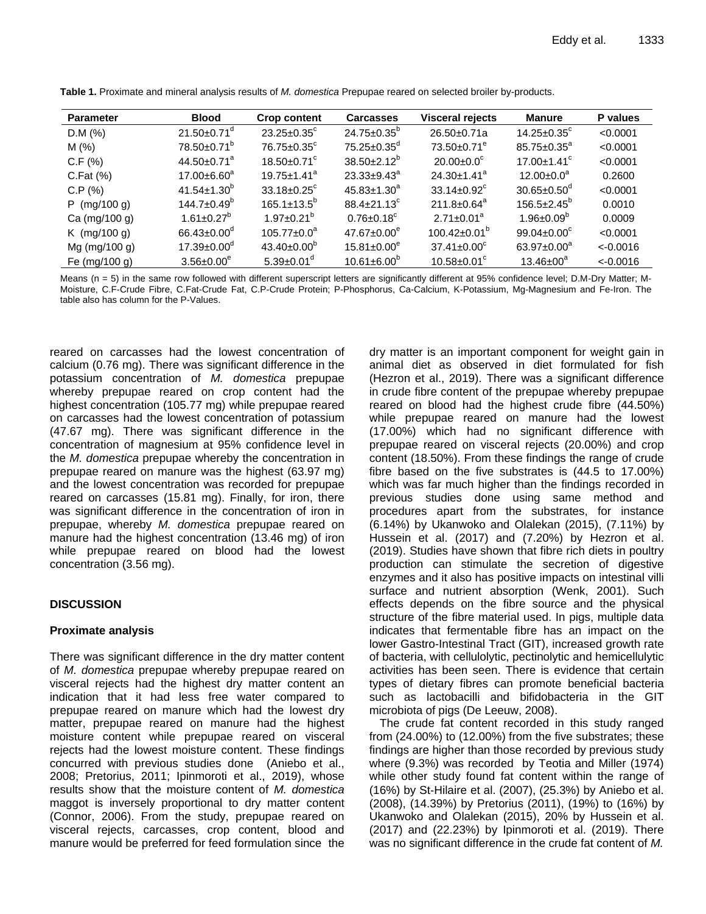**Table 1.** Proximate and mineral analysis results of *M. domestica* Prepupae reared on selected broiler by-products.

| Parameter | Blood | Crop content | Carcasses | Visceral rejects | Manure | P values |
|---|---|---|---|---|---|---|
| D.M (%) | 21.50±0.71$^{d}$ | 23.25±0.35$^{c}$ | 24.75±0.35$^{b}$ | 26.50±0.71a | 14.25±0.35$^{c}$ | <0.0001 |
| M (%) | 78.50±0.71$^{b}$ | 76.75±0.35$^{c}$ | 75.25±0.35$^{d}$ | 73.50±0.71$^{e}$ | 85.75±0.35$^{a}$ | <0.0001 |
| C.F (%) | 44.50±0.71$^{a}$ | 18.50±0.71$^{c}$ | 38.50±2.12$^{b}$ | 20.00±0.0$^{c}$ | 17.00±1.41$^{c}$ | <0.0001 |
| C.Fat (%) | 17.00±6.60$^{a}$ | 19.75±1.41$^{a}$ | 23.33±9.43$^{a}$ | 24.30±1.41$^{a}$ | 12.00±0.0$^{a}$ | 0.2600 |
| C.P (%) | 41.54±1.30$^{b}$ | 33.18±0.25$^{c}$ | 45.83±1.30$^{a}$ | 33.14±0.92$^{c}$ | 30.65±0.50$^{d}$ | <0.0001 |
| P (mg/100 g) | 144.7±0.49$^{b}$ | 165.1±13.5$^{b}$ | 88.4±21.13$^{c}$ | 211.8±0.64$^{a}$ | 156.5±2.45$^{b}$ | 0.0010 |
| Ca (mg/100 g) | 1.61±0.27$^{b}$ | 1.97±0.21$^{b}$ | 0.76±0.18$^{c}$ | 2.71±0.01$^{a}$ | 1.96±0.09$^{b}$ | 0.0009 |
| K (mg/100 g) | 66.43±0.00$^{d}$ | 105.77±0.0$^{a}$ | 47.67±0.00$^{e}$ | 100.42±0.01$^{b}$ | 99.04±0.00$^{c}$ | <0.0001 |
| Mg (mg/100 g) | 17.39±0.00$^{d}$ | 43.40±0.00$^{b}$ | 15.81±0.00$^{e}$ | 37.41±0.00$^{c}$ | 63.97±0.00$^{a}$ | <-0.0016 |
| Fe (mg/100 g) | 3.56±0.00$^{e}$ | 5.39±0.01$^{d}$ | 10.61±6.00$^{b}$ | 10.58±0.01$^{c}$ | 13.46±00$^{a}$ | <-0.0016 |

Means (n = 5) in the same row followed with different superscript letters are significantly different at 95% confidence level; D.M-Dry Matter; M-Moisture, C.F-Crude Fibre, C.Fat-Crude Fat, C.P-Crude Protein; P-Phosphorus, Ca-Calcium, K-Potassium, Mg-Magnesium and Fe-Iron. The table also has column for the P-Values.

reared on carcasses had the lowest concentration of calcium (0.76 mg). There was significant difference in the potassium concentration of *M. domestica* prepupae whereby prepupae reared on crop content had the highest concentration (105.77 mg) while prepupae reared on carcasses had the lowest concentration of potassium (47.67 mg). There was significant difference in the concentration of magnesium at 95% confidence level in the *M. domestica* prepupae whereby the concentration in prepupae reared on manure was the highest (63.97 mg) and the lowest concentration was recorded for prepupae reared on carcasses (15.81 mg). Finally, for iron, there was significant difference in the concentration of iron in prepupae, whereby *M. domestica* prepupae reared on manure had the highest concentration (13.46 mg) of iron while prepupae reared on blood had the lowest concentration (3.56 mg).

## DISCUSSION

### Proximate analysis

There was significant difference in the dry matter content of *M. domestica* prepupae whereby prepupae reared on visceral rejects had the highest dry matter content an indication that it had less free water compared to prepupae reared on manure which had the lowest dry matter, prepupae reared on manure had the highest moisture content while prepupae reared on visceral rejects had the lowest moisture content. These findings concurred with previous studies done (Aniebo et al., 2008; Pretorius, 2011; Ipinmoroti et al., 2019), whose results show that the moisture content of *M. domestica* maggot is inversely proportional to dry matter content (Connor, 2006). From the study, prepupae reared on visceral rejects, carcasses, crop content, blood and manure would be preferred for feed formulation since the dry matter is an important component for weight gain in animal diet as observed in diet formulated for fish (Hezron et al., 2019). There was a significant difference in crude fibre content of the prepupae whereby prepupae reared on blood had the highest crude fibre (44.50%) while prepupae reared on manure had the lowest (17.00%) which had no significant difference with prepupae reared on visceral rejects (20.00%) and crop content (18.50%). From these findings the range of crude fibre based on the five substrates is (44.5 to 17.00%) which was far much higher than the findings recorded in previous studies done using same method and procedures apart from the substrates, for instance (6.14%) by Ukanwoko and Olalekan (2015), (7.11%) by Hussein et al. (2017) and (7.20%) by Hezron et al. (2019). Studies have shown that fibre rich diets in poultry production can stimulate the secretion of digestive enzymes and it also has positive impacts on intestinal villi surface and nutrient absorption (Wenk, 2001). Such effects depends on the fibre source and the physical structure of the fibre material used. In pigs, multiple data indicates that fermentable fibre has an impact on the lower Gastro-Intestinal Tract (GIT), increased growth rate of bacteria, with cellulolytic, pectinolytic and hemicellulytic activities has been seen. There is evidence that certain types of dietary fibres can promote beneficial bacteria such as lactobacilli and bifidobacteria in the GIT microbiota of pigs (De Leeuw, 2008).

The crude fat content recorded in this study ranged from (24.00%) to (12.00%) from the five substrates; these findings are higher than those recorded by previous study where (9.3%) was recorded by Teotia and Miller (1974) while other study found fat content within the range of (16%) by St-Hilaire et al. (2007), (25.3%) by Aniebo et al. (2008), (14.39%) by Pretorius (2011), (19%) to (16%) by Ukanwoko and Olalekan (2015), 20% by Hussein et al. (2017) and (22.23%) by Ipinmoroti et al. (2019). There was no significant difference in the crude fat content of *M.*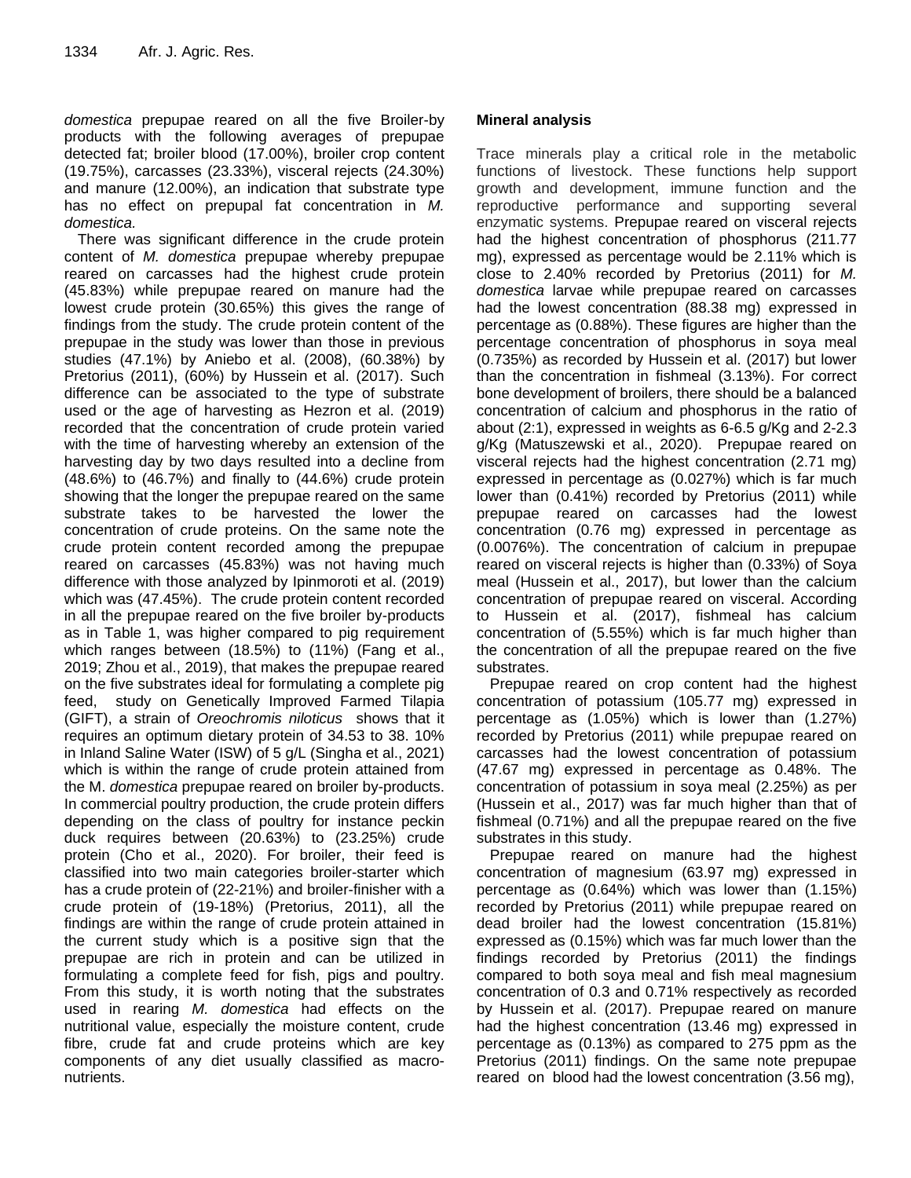*domestica* prepupae reared on all the five Broiler-by products with the following averages of prepupae detected fat; broiler blood (17.00%), broiler crop content (19.75%), carcasses (23.33%), visceral rejects (24.30%) and manure (12.00%), an indication that substrate type has no effect on prepupal fat concentration in *M. domestica.*

There was significant difference in the crude protein content of *M. domestica* prepupae whereby prepupae reared on carcasses had the highest crude protein (45.83%) while prepupae reared on manure had the lowest crude protein (30.65%) this gives the range of findings from the study. The crude protein content of the prepupae in the study was lower than those in previous studies (47.1%) by Aniebo et al. (2008), (60.38%) by Pretorius (2011), (60%) by Hussein et al. (2017). Such difference can be associated to the type of substrate used or the age of harvesting as Hezron et al. (2019) recorded that the concentration of crude protein varied with the time of harvesting whereby an extension of the harvesting day by two days resulted into a decline from (48.6%) to (46.7%) and finally to (44.6%) crude protein showing that the longer the prepupae reared on the same substrate takes to be harvested the lower the concentration of crude proteins. On the same note the crude protein content recorded among the prepupae reared on carcasses (45.83%) was not having much difference with those analyzed by Ipinmoroti et al. (2019) which was (47.45%). The crude protein content recorded in all the prepupae reared on the five broiler by-products as in Table 1, was higher compared to pig requirement which ranges between (18.5%) to (11%) (Fang et al., 2019; Zhou et al., 2019), that makes the prepupae reared on the five substrates ideal for formulating a complete pig feed, study on Genetically Improved Farmed Tilapia (GIFT), a strain of *Oreochromis niloticus* shows that it requires an optimum dietary protein of 34.53 to 38. 10% in Inland Saline Water (ISW) of 5 g/L (Singha et al., 2021) which is within the range of crude protein attained from the M. *domestica* prepupae reared on broiler by-products. In commercial poultry production, the crude protein differs depending on the class of poultry for instance peckin duck requires between (20.63%) to (23.25%) crude protein (Cho et al., 2020). For broiler, their feed is classified into two main categories broiler-starter which has a crude protein of (22-21%) and broiler-finisher with a crude protein of (19-18%) (Pretorius, 2011), all the findings are within the range of crude protein attained in the current study which is a positive sign that the prepupae are rich in protein and can be utilized in formulating a complete feed for fish, pigs and poultry. From this study, it is worth noting that the substrates used in rearing *M. domestica* had effects on the nutritional value, especially the moisture content, crude fibre, crude fat and crude proteins which are key components of any diet usually classified as macro-nutrients.

**Mineral analysis**

Trace minerals play a critical role in the metabolic functions of livestock. These functions help support growth and development, immune function and the reproductive performance and supporting several enzymatic systems. Prepupae reared on visceral rejects had the highest concentration of phosphorus (211.77 mg), expressed as percentage would be 2.11% which is close to 2.40% recorded by Pretorius (2011) for *M. domestica* larvae while prepupae reared on carcasses had the lowest concentration (88.38 mg) expressed in percentage as (0.88%). These figures are higher than the percentage concentration of phosphorus in soya meal (0.735%) as recorded by Hussein et al. (2017) but lower than the concentration in fishmeal (3.13%). For correct bone development of broilers, there should be a balanced concentration of calcium and phosphorus in the ratio of about (2:1), expressed in weights as 6-6.5 g/Kg and 2-2.3 g/Kg (Matuszewski et al., 2020). Prepupae reared on visceral rejects had the highest concentration (2.71 mg) expressed in percentage as (0.027%) which is far much lower than (0.41%) recorded by Pretorius (2011) while prepupae reared on carcasses had the lowest concentration (0.76 mg) expressed in percentage as (0.0076%). The concentration of calcium in prepupae reared on visceral rejects is higher than (0.33%) of Soya meal (Hussein et al., 2017), but lower than the calcium concentration of prepupae reared on visceral. According to Hussein et al. (2017), fishmeal has calcium concentration of (5.55%) which is far much higher than the concentration of all the prepupae reared on the five substrates.

Prepupae reared on crop content had the highest concentration of potassium (105.77 mg) expressed in percentage as (1.05%) which is lower than (1.27%) recorded by Pretorius (2011) while prepupae reared on carcasses had the lowest concentration of potassium (47.67 mg) expressed in percentage as 0.48%. The concentration of potassium in soya meal (2.25%) as per (Hussein et al., 2017) was far much higher than that of fishmeal (0.71%) and all the prepupae reared on the five substrates in this study.

Prepupae reared on manure had the highest concentration of magnesium (63.97 mg) expressed in percentage as (0.64%) which was lower than (1.15%) recorded by Pretorius (2011) while prepupae reared on dead broiler had the lowest concentration (15.81%) expressed as (0.15%) which was far much lower than the findings recorded by Pretorius (2011) the findings compared to both soya meal and fish meal magnesium concentration of 0.3 and 0.71% respectively as recorded by Hussein et al. (2017). Prepupae reared on manure had the highest concentration (13.46 mg) expressed in percentage as (0.13%) as compared to 275 ppm as the Pretorius (2011) findings. On the same note prepupae reared on blood had the lowest concentration (3.56 mg),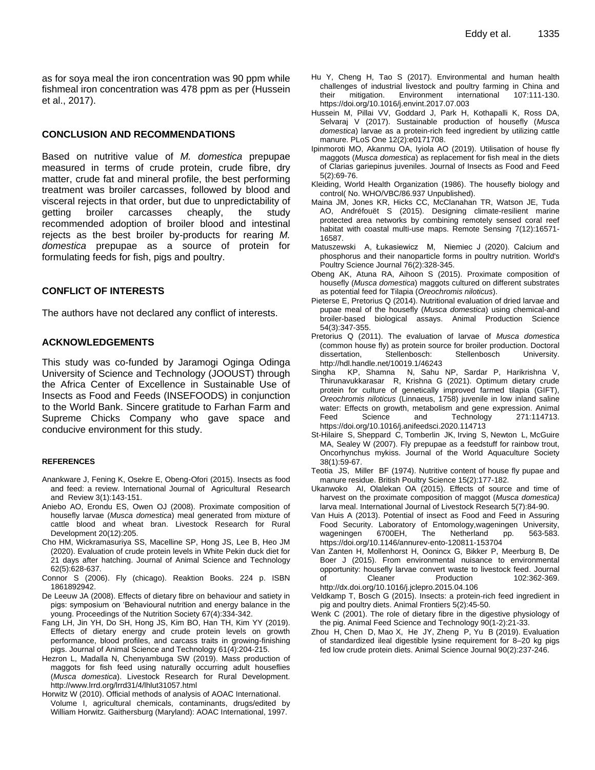as for soya meal the iron concentration was 90 ppm while fishmeal iron concentration was 478 ppm as per (Hussein et al., 2017).

## CONCLUSION AND RECOMMENDATIONS

Based on nutritive value of *M. domestica* prepupae measured in terms of crude protein, crude fibre, dry matter, crude fat and mineral profile, the best performing treatment was broiler carcasses, followed by blood and visceral rejects in that order, but due to unpredictability of getting broiler carcasses cheaply, the study recommended adoption of broiler blood and intestinal rejects as the best broiler by-products for rearing *M. domestica* prepupae as a source of protein for formulating feeds for fish, pigs and poultry.

## CONFLICT OF INTERESTS

The authors have not declared any conflict of interests.

## ACKNOWLEDGEMENTS

This study was co-funded by Jaramogi Oginga Odinga University of Science and Technology (JOOUST) through the Africa Center of Excellence in Sustainable Use of Insects as Food and Feeds (INSEFOODS) in conjunction to the World Bank. Sincere gratitude to Farhan Farm and Supreme Chicks Company who gave space and conducive environment for this study.

## REFERENCES

Anankware J, Fening K, Osekre E, Obeng-Ofori D (2015). Insects as food and feed: a review. International Journal of Agricultural Research and Review 3(1):143-151.

Aniebo AO, Erondu ES, Owen OJ (2008). Proximate composition of housefly larvae (*Musca domestica*) meal generated from mixture of cattle blood and wheat bran. Livestock Research for Rural Development 20(12):205.

Cho HM, Wickramasuriya SS, Macelline SP, Hong JS, Lee B, Heo JM (2020). Evaluation of crude protein levels in White Pekin duck diet for 21 days after hatching. Journal of Animal Science and Technology 62(5):628-637.

Connor S (2006). Fly (chicago). Reaktion Books. 224 p. ISBN 1861892942.

De Leeuw JA (2008). Effects of dietary fibre on behaviour and satiety in pigs: symposium on 'Behavioural nutrition and energy balance in the young. Proceedings of the Nutrition Society 67(4):334-342.

Fang LH, Jin YH, Do SH, Hong JS, Kim BO, Han TH, Kim YY (2019). Effects of dietary energy and crude protein levels on growth performance, blood profiles, and carcass traits in growing-finishing pigs. Journal of Animal Science and Technology 61(4):204-215.

Hezron L, Madalla N, Chenyambuga SW (2019). Mass production of maggots for fish feed using naturally occurring adult houseflies (*Musca domestica*). Livestock Research for Rural Development. http://www.lrrd.org/lrrd31/4/lhlut31057.html

Horwitz W (2010). Official methods of analysis of AOAC International. Volume I, agricultural chemicals, contaminants, drugs/edited by William Horwitz. Gaithersburg (Maryland): AOAC International, 1997.

Hu Y, Cheng H, Tao S (2017). Environmental and human health challenges of industrial livestock and poultry farming in China and their mitigation. Environment international 107:111-130. https://doi.org/10.1016/j.envint.2017.07.003

Hussein M, Pillai VV, Goddard J, Park H, Kothapalli K, Ross DA, Selvaraj V (2017). Sustainable production of housefly (*Musca domestica*) larvae as a protein-rich feed ingredient by utilizing cattle manure. PLoS One 12(2):e0171708.

Ipinmoroti MO, Akanmu OA, Iyiola AO (2019). Utilisation of house fly maggots (*Musca domestica*) as replacement for fish meal in the diets of Clarias gariepinus juveniles. Journal of Insects as Food and Feed 5(2):69-76.

Kleiding, World Health Organization (1986). The housefly biology and control( No. WHO/VBC/86.937 Unpublished).

Maina JM, Jones KR, Hicks CC, McClanahan TR, Watson JE, Tuda AO, Andréfouët S (2015). Designing climate-resilient marine protected area networks by combining remotely sensed coral reef habitat with coastal multi-use maps. Remote Sensing 7(12):16571-16587.

Matuszewski A, Łukasiewicz M, Niemiec J (2020). Calcium and phosphorus and their nanoparticle forms in poultry nutrition. World's Poultry Science Journal 76(2):328-345.

Obeng AK, Atuna RA, Aihoon S (2015). Proximate composition of housefly (*Musca domestica*) maggots cultured on different substrates as potential feed for Tilapia (*Oreochromis niloticus*).

Pieterse E, Pretorius Q (2014). Nutritional evaluation of dried larvae and pupae meal of the housefly (*Musca domestica*) using chemical-and broiler-based biological assays. Animal Production Science 54(3):347-355.

Pretorius Q (2011). The evaluation of larvae of *Musca domestica* (common house fly) as protein source for broiler production. Doctoral dissertation, Stellenbosch: Stellenbosch University. http://hdl.handle.net/10019.1/46243

Singha KP, Shamna N, Sahu NP, Sardar P, Harikrishna V, Thirunavukkarasar R, Krishna G (2021). Optimum dietary crude protein for culture of genetically improved farmed tilapia (GIFT), *Oreochromis niloticus* (Linnaeus, 1758) juvenile in low inland saline water: Effects on growth, metabolism and gene expression. Animal Feed Science and Technology 271:114713. https://doi.org/10.1016/j.anifeedsci.2020.114713

St-Hilaire S, Sheppard C, Tomberlin JK, Irving S, Newton L, McGuire MA, Sealey W (2007). Fly prepupae as a feedstuff for rainbow trout, Oncorhynchus mykiss. Journal of the World Aquaculture Society 38(1):59-67.

Teotia JS, Miller BF (1974). Nutritive content of house fly pupae and manure residue. British Poultry Science 15(2):177-182.

Ukanwoko AI, Olalekan OA (2015). Effects of source and time of harvest on the proximate composition of maggot (*Musca domestica)* larva meal. International Journal of Livestock Research 5(7):84-90.

Van Huis A (2013). Potential of insect as Food and Feed in Assuring Food Security. Laboratory of Entomology,wageningen University, wageningen 6700EH, The Netherland pp. 563-583. https://doi.org/10.1146/annurev-ento-120811-153704

Van Zanten H, Mollenhorst H, Oonincx G, Bikker P, Meerburg B, De Boer J (2015). From environmental nuisance to environmental opportunity: housefly larvae convert waste to livestock feed. Journal of Cleaner Production 102:362-369. http://dx.doi.org/10.1016/j.jclepro.2015.04.106

Veldkamp T, Bosch G (2015). Insects: a protein-rich feed ingredient in pig and poultry diets. Animal Frontiers 5(2):45-50.

Wenk C (2001). The role of dietary fibre in the digestive physiology of the pig. Animal Feed Science and Technology 90(1-2):21-33.

Zhou H, Chen D, Mao X, He JY, Zheng P, Yu B (2019). Evaluation of standardized ileal digestible lysine requirement for 8–20 kg pigs fed low crude protein diets. Animal Science Journal 90(2):237-246.